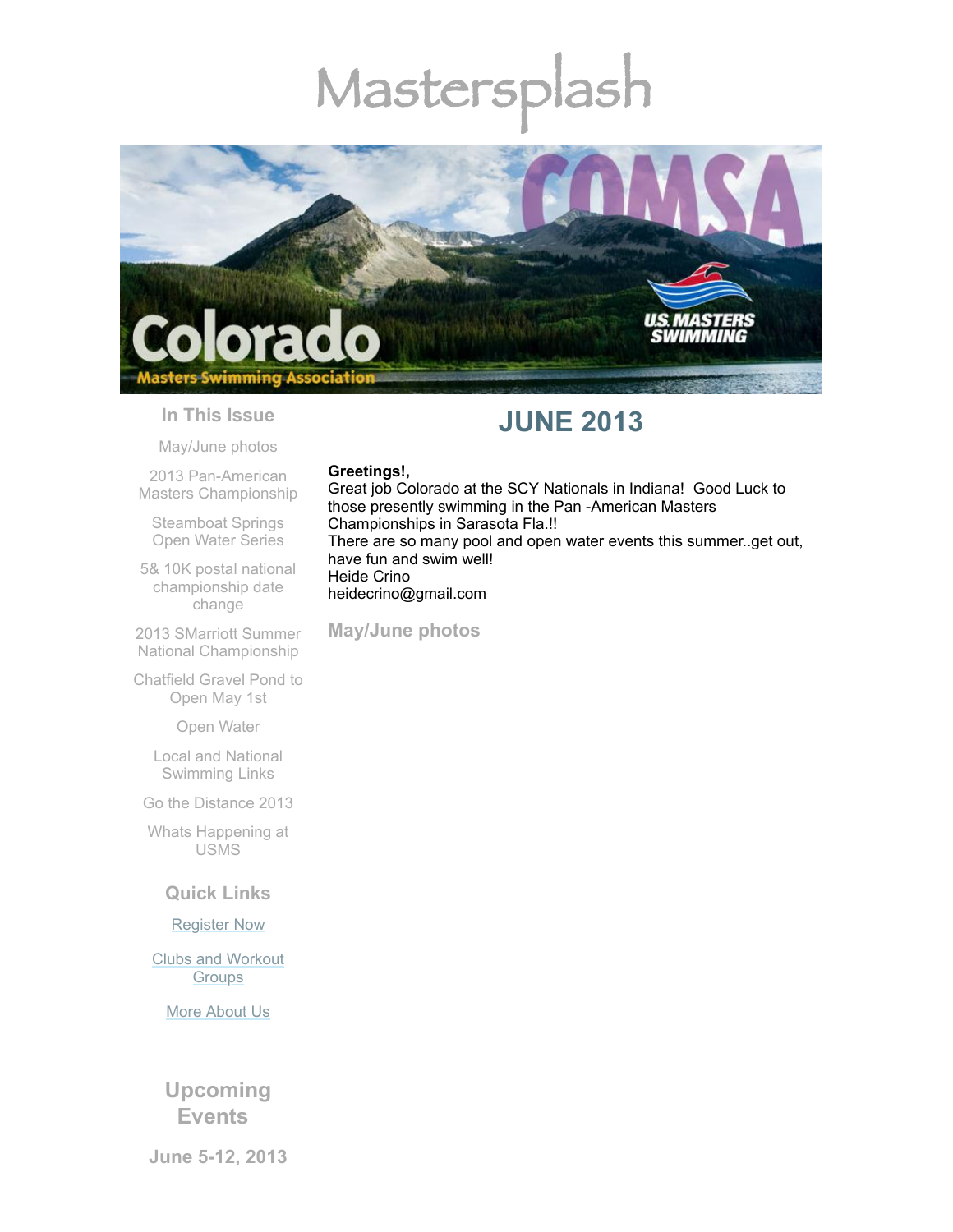# Mastersplash

## In This Issue

May/June photos

2013 Pan-American Masters Championship

Steamboat Springs Open Water Series

5& 10K postal national championship date change

2013 SMarriott Summer National Championship

Chatfield Gravel Pond to Open May 1st

Open Water

Local and National Swimming Links

Go the Distance 2013

Whats Happening at USMS

## Quick Links

Register Now

Clubs and Workout Groups

More About Us

## Upcoming Events

**June 5-12, 2013**

# JUNE 2013

**Greetings!,**

Great job Colorado at the SCY Nationals in Indiana! Good Luck to those presently swimming in the Pan -American Masters Championships in Sarasota Fla.!!

There are so many pool and open water events this summer..get out, have fun and swim well!

Heide Crino

heidecrino@gmail.com

## May/June photos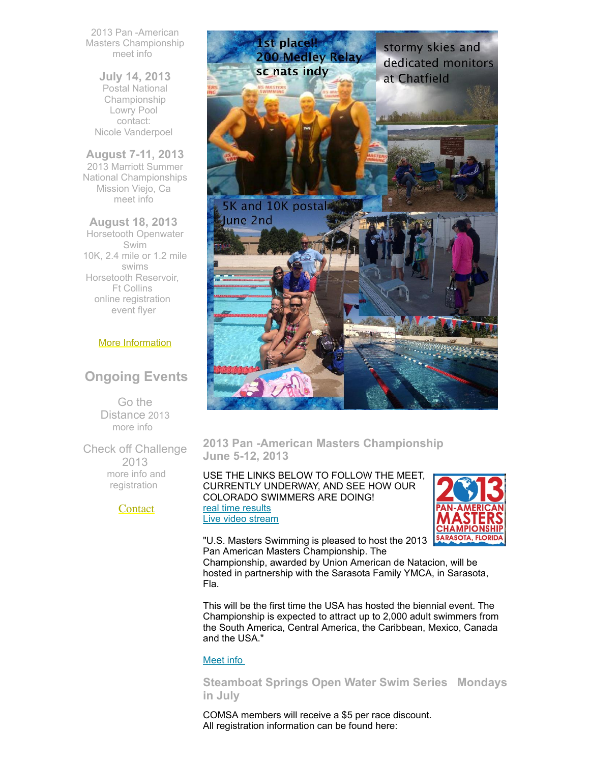2013 Pan -American Masters Championship meet info

**July 14, 2013**
Postal National Championship
Lowry Pool
contact:
Nicole Vanderpoel

**August 7-11, 2013**
2013 Marriott Summer National Championships
Mission Viejo, Ca
meet info

**August 18, 2013**
Horsetooth Openwater Swim
10K, 2.4 mile or 1.2 mile swims
Horsetooth Reservoir, Ft Collins
online registration
event flyer

More Information

## Ongoing Events

Go the Distance 2013
more info

Check off Challenge 2013
more info and registration

Contact

### 2013 Pan -American Masters Championship June 5-12, 2013

USE THE LINKS BELOW TO FOLLOW THE MEET, CURRENTLY UNDERWAY, AND SEE HOW OUR COLORADO SWIMMERS ARE DOING!
real time results
Live video stream

"U.S. Masters Swimming is pleased to host the 2013 Pan American Masters Championship. The Championship, awarded by Union American de Natacion, will be hosted in partnership with the Sarasota Family YMCA, in Sarasota, Fla.

This will be the first time the USA has hosted the biennial event. The Championship is expected to attract up to 2,000 adult swimmers from the South America, Central America, the Caribbean, Mexico, Canada and the USA."

Meet info

### Steamboat Springs Open Water Swim Series Mondays in July

COMSA members will receive a $5 per race discount.
All registration information can be found here: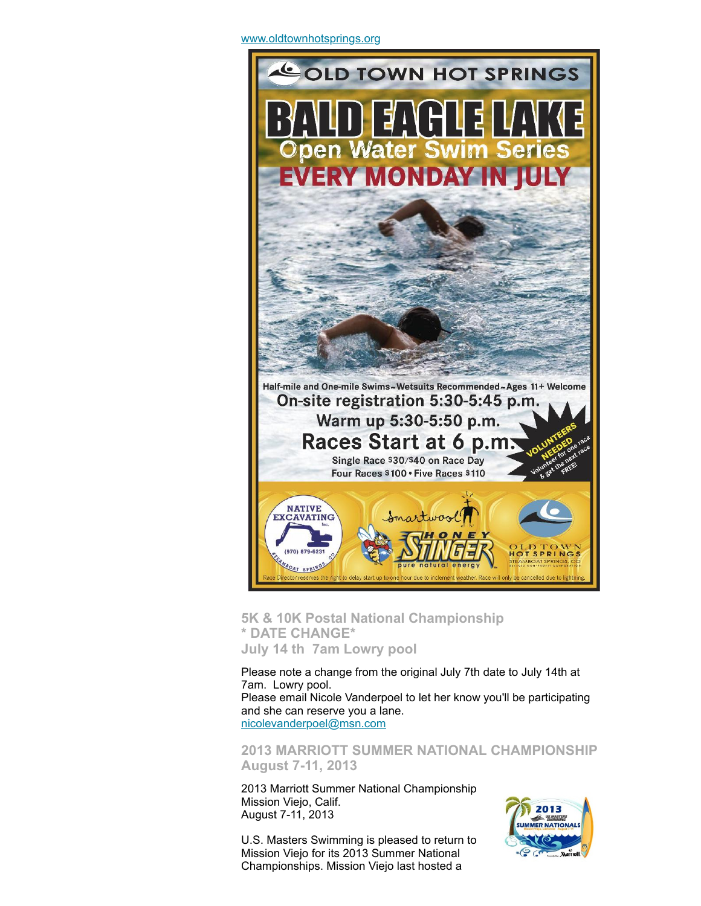[www.oldtownhotsprings.org](http://www.oldtownhotsprings.org)

OLD TOWN HOT SPRINGS

# BALD EAGLE LAKE

## Open Water Swim Series

## EVERY MONDAY IN JULY

Half-mile and One-mile Swims~Wetsuits Recommended~Ages 11+ Welcome

On-site registration 5:30-5:45 p.m.

Warm up 5:30-5:50 p.m.

**Races Start at 6 p.m.**

Single Race $30/$40 on Race Day

Four Races $100 • Five Races $110

VOLUNTEERS NEEDED Volunteer for one race & get the next race FREE!

NATIVE EXCAVATING Inc. (970) 879-6231 STEAMBOAT SPRINGS, CO

Smartwool

HONEY STINGER pure natural energy

OLD TOWN HOT SPRINGS STEAMBOAT SPRINGS, CO

Race Director reserves the right to delay start up to one hour due to inclement weather. Race will only be cancelled due to lightning.

### 5K & 10K Postal National Championship
### * DATE CHANGE*
### July 14 th 7am Lowry pool

Please note a change from the original July 7th date to July 14th at 7am. Lowry pool.
Please email Nicole Vanderpoel to let her know you'll be participating and she can reserve you a lane.
[nicolevanderpoel@msn.com](mailto:nicolevanderpoel@msn.com)

### 2013 MARRIOTT SUMMER NATIONAL CHAMPIONSHIP
### August 7-11, 2013

2013 Marriott Summer National Championship
Mission Viejo, Calif.
August 7-11, 2013

U.S. Masters Swimming is pleased to return to Mission Viejo for its 2013 Summer National Championships. Mission Viejo last hosted a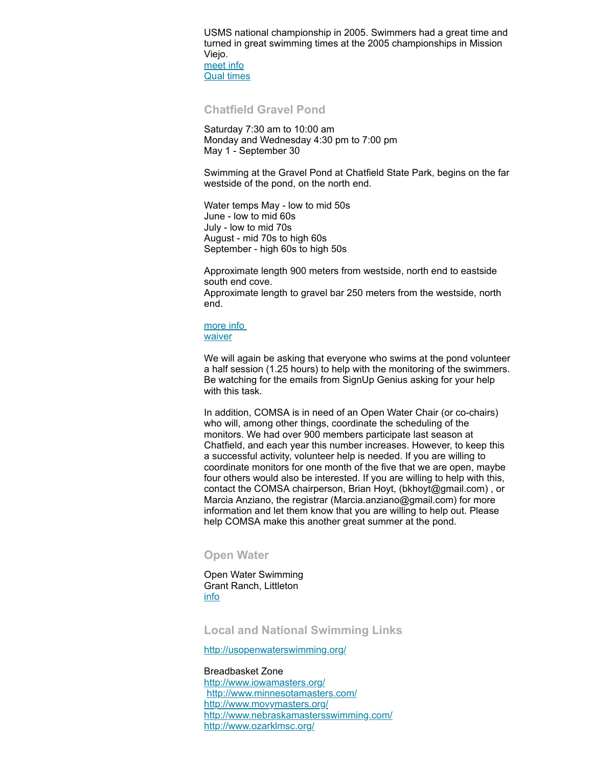USMS national championship in 2005. Swimmers had a great time and turned in great swimming times at the 2005 championships in Mission Viejo.
meet info
Qual times

### Chatfield Gravel Pond

Saturday 7:30 am to 10:00 am
Monday and Wednesday 4:30 pm to 7:00 pm
May 1 - September 30

Swimming at the Gravel Pond at Chatfield State Park, begins on the far westside of the pond, on the north end.

Water temps May - low to mid 50s
June - low to mid 60s
July - low to mid 70s
August - mid 70s to high 60s
September - high 60s to high 50s

Approximate length 900 meters from westside, north end to eastside south end cove.
Approximate length to gravel bar 250 meters from the westside, north end.

more info
waiver

We will again be asking that everyone who swims at the pond volunteer a half session (1.25 hours) to help with the monitoring of the swimmers. Be watching for the emails from SignUp Genius asking for your help with this task.

In addition, COMSA is in need of an Open Water Chair (or co-chairs) who will, among other things, coordinate the scheduling of the monitors. We had over 900 members participate last season at Chatfield, and each year this number increases. However, to keep this a successful activity, volunteer help is needed. If you are willing to coordinate monitors for one month of the five that we are open, maybe four others would also be interested. If you are willing to help with this, contact the COMSA chairperson, Brian Hoyt, (bkhoyt@gmail.com) , or Marcia Anziano, the registrar (Marcia.anziano@gmail.com) for more information and let them know that you are willing to help out. Please help COMSA make this another great summer at the pond.

### Open Water

Open Water Swimming
Grant Ranch, Littleton
info

### Local and National Swimming Links

http://usopenwaterswimming.org/

Breadbasket Zone
http://www.iowamasters.org/
http://www.minnesotamasters.com/
http://www.movymasters.org/
http://www.nebraskamastersswimming.com/
http://www.ozarklmsc.org/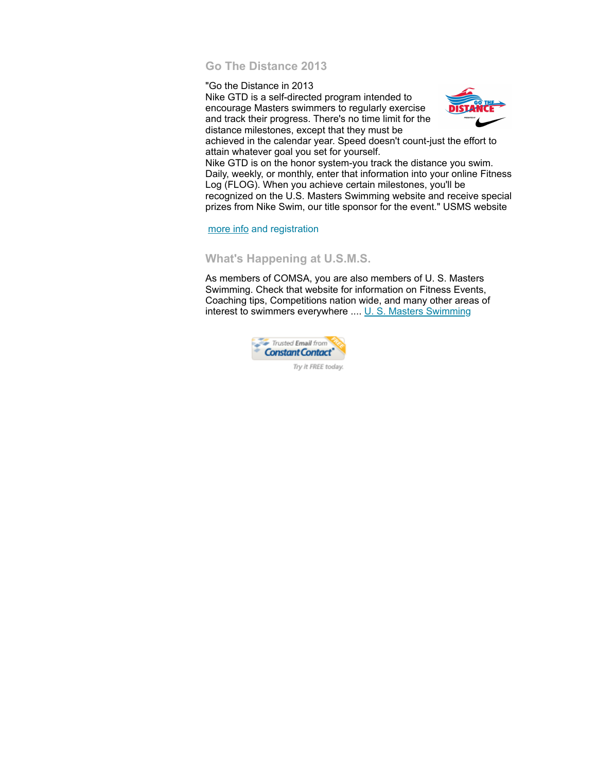## Go The Distance 2013

"Go the Distance in 2013
Nike GTD is a self-directed program intended to encourage Masters swimmers to regularly exercise and track their progress. There's no time limit for the distance milestones, except that they must be achieved in the calendar year. Speed doesn't count-just the effort to attain whatever goal you set for yourself.
Nike GTD is on the honor system-you track the distance you swim. Daily, weekly, or monthly, enter that information into your online Fitness Log (FLOG). When you achieve certain milestones, you'll be recognized on the U.S. Masters Swimming website and receive special prizes from Nike Swim, our title sponsor for the event." USMS website

more info and registration

## What's Happening at U.S.M.S.

As members of COMSA, you are also members of U. S. Masters Swimming. Check that website for information on Fitness Events, Coaching tips, Competitions nation wide, and many other areas of interest to swimmers everywhere .... U. S. Masters Swimming